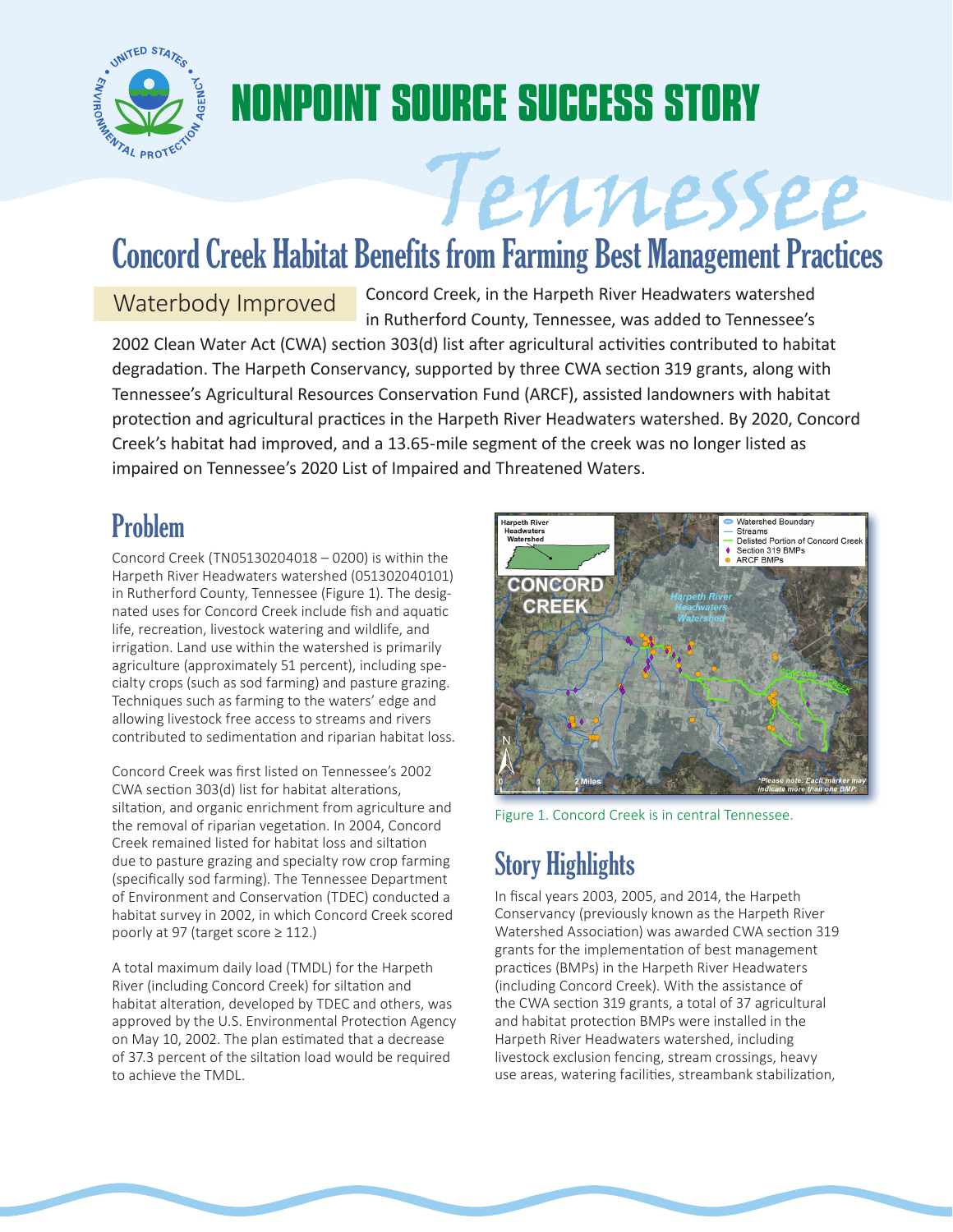# NONPOINT SOURCE SUCCESS STORY

## Tennessee

# Concord Creek Habitat Benefits from Farming Best Management Practices

**Waterbody Improved** Concord Creek, in the Harpeth River Headwaters watershed in Rutherford County, Tennessee, was added to Tennessee's 2002 Clean Water Act (CWA) section 303(d) list after agricultural activities contributed to habitat degradation. The Harpeth Conservancy, supported by three CWA section 319 grants, along with Tennessee's Agricultural Resources Conservation Fund (ARCF), assisted landowners with habitat protection and agricultural practices in the Harpeth River Headwaters watershed. By 2020, Concord Creek's habitat had improved, and a 13.65-mile segment of the creek was no longer listed as impaired on Tennessee's 2020 List of Impaired and Threatened Waters.

## Problem

Concord Creek (TN05130204018 – 0200) is within the Harpeth River Headwaters watershed (051302040101) in Rutherford County, Tennessee (Figure 1). The designated uses for Concord Creek include fish and aquatic life, recreation, livestock watering and wildlife, and irrigation. Land use within the watershed is primarily agriculture (approximately 51 percent), including specialty crops (such as sod farming) and pasture grazing. Techniques such as farming to the waters' edge and allowing livestock free access to streams and rivers contributed to sedimentation and riparian habitat loss.

Concord Creek was first listed on Tennessee's 2002 CWA section 303(d) list for habitat alterations, siltation, and organic enrichment from agriculture and the removal of riparian vegetation. In 2004, Concord Creek remained listed for habitat loss and siltation due to pasture grazing and specialty row crop farming (specifically sod farming). The Tennessee Department of Environment and Conservation (TDEC) conducted a habitat survey in 2002, in which Concord Creek scored poorly at 97 (target score ≥ 112.)

A total maximum daily load (TMDL) for the Harpeth River (including Concord Creek) for siltation and habitat alteration, developed by TDEC and others, was approved by the U.S. Environmental Protection Agency on May 10, 2002. The plan estimated that a decrease of 37.3 percent of the siltation load would be required to achieve the TMDL.

Figure 1. Concord Creek is in central Tennessee.

## Story Highlights

In fiscal years 2003, 2005, and 2014, the Harpeth Conservancy (previously known as the Harpeth River Watershed Association) was awarded CWA section 319 grants for the implementation of best management practices (BMPs) in the Harpeth River Headwaters (including Concord Creek). With the assistance of the CWA section 319 grants, a total of 37 agricultural and habitat protection BMPs were installed in the Harpeth River Headwaters watershed, including livestock exclusion fencing, stream crossings, heavy use areas, watering facilities, streambank stabilization,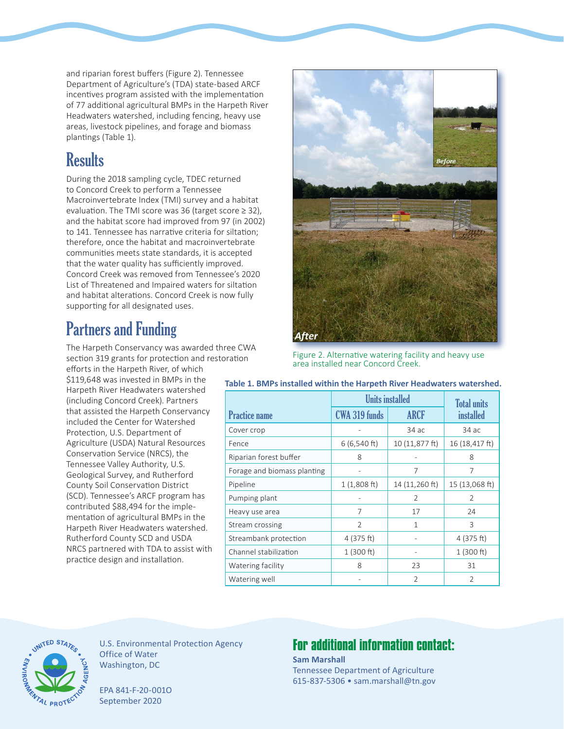and riparian forest buffers (Figure 2). Tennessee Department of Agriculture's (TDA) state-based ARCF incentives program assisted with the implementation of 77 additional agricultural BMPs in the Harpeth River Headwaters watershed, including fencing, heavy use areas, livestock pipelines, and forage and biomass plantings (Table 1).

## Results

During the 2018 sampling cycle, TDEC returned to Concord Creek to perform a Tennessee Macroinvertebrate Index (TMI) survey and a habitat evaluation. The TMI score was 36 (target score ≥ 32), and the habitat score had improved from 97 (in 2002) to 141. Tennessee has narrative criteria for siltation; therefore, once the habitat and macroinvertebrate communities meets state standards, it is accepted that the water quality has sufficiently improved. Concord Creek was removed from Tennessee's 2020 List of Threatened and Impaired waters for siltation and habitat alterations. Concord Creek is now fully supporting for all designated uses.

## Partners and Funding

The Harpeth Conservancy was awarded three CWA section 319 grants for protection and restoration efforts in the Harpeth River, of which $119,648 was invested in BMPs in the Harpeth River Headwaters watershed (including Concord Creek). Partners that assisted the Harpeth Conservancy included the Center for Watershed Protection, U.S. Department of Agriculture (USDA) Natural Resources Conservation Service (NRCS), the Tennessee Valley Authority, U.S. Geological Survey, and Rutherford County Soil Conservation District (SCD). Tennessee's ARCF program has contributed $88,494 for the implementation of agricultural BMPs in the Harpeth River Headwaters watershed. Rutherford County SCD and USDA NRCS partnered with TDA to assist with practice design and installation.

Before

After

Figure 2. Alternative watering facility and heavy use area installed near Concord Creek.

**Table 1. BMPs installed within the Harpeth River Headwaters watershed.**

| Practice name | Units installed | | Total units installed |
|---|---|---|---|
| | CWA 319 funds | ARCF | |
| Cover crop | - | 34 ac | 34 ac |
| Fence | 6 (6,540 ft) | 10 (11,877 ft) | 16 (18,417 ft) |
| Riparian forest buffer | 8 | - | 8 |
| Forage and biomass planting | - | 7 | 7 |
| Pipeline | 1 (1,808 ft) | 14 (11,260 ft) | 15 (13,068 ft) |
| Pumping plant | - | 2 | 2 |
| Heavy use area | 7 | 17 | 24 |
| Stream crossing | 2 | 1 | 3 |
| Streambank protection | 4 (375 ft) | - | 4 (375 ft) |
| Channel stabilization | 1 (300 ft) | - | 1 (300 ft) |
| Watering facility | 8 | 23 | 31 |
| Watering well | - | 2 | 2 |

U.S. Environmental Protection Agency
Office of Water
Washington, DC

EPA 841-F-20-001O
September 2020

## For additional information contact:

**Sam Marshall**
Tennessee Department of Agriculture
615-837-5306 • sam.marshall@tn.gov